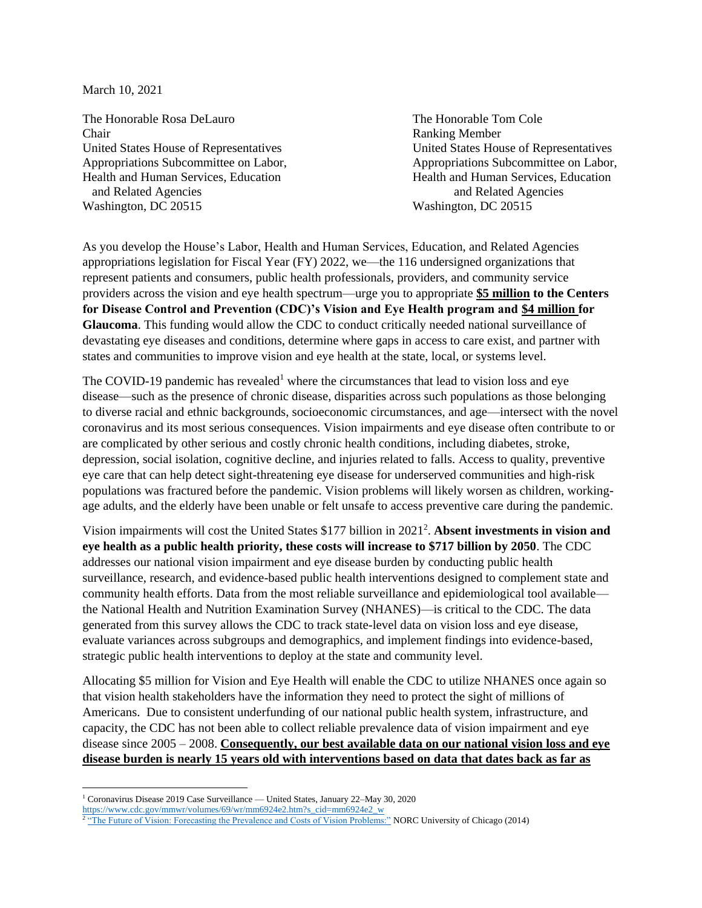March 10, 2021

The Honorable Rosa DeLauro
Chair
United States House of Representatives
Appropriations Subcommittee on Labor, Health and Human Services, Education and Related Agencies
Washington, DC 20515

The Honorable Tom Cole
Ranking Member
United States House of Representatives
Appropriations Subcommittee on Labor, Health and Human Services, Education and Related Agencies
Washington, DC 20515

As you develop the House's Labor, Health and Human Services, Education, and Related Agencies appropriations legislation for Fiscal Year (FY) 2022, we—the 116 undersigned organizations that represent patients and consumers, public health professionals, providers, and community service providers across the vision and eye health spectrum—urge you to appropriate **<u>$5 million</u> to the Centers for Disease Control and Prevention (CDC)'s Vision and Eye Health program and <u>$4 million</u> for Glaucoma**. This funding would allow the CDC to conduct critically needed national surveillance of devastating eye diseases and conditions, determine where gaps in access to care exist, and partner with states and communities to improve vision and eye health at the state, local, or systems level.

The COVID-19 pandemic has revealed[1] where the circumstances that lead to vision loss and eye disease—such as the presence of chronic disease, disparities across such populations as those belonging to diverse racial and ethnic backgrounds, socioeconomic circumstances, and age—intersect with the novel coronavirus and its most serious consequences. Vision impairments and eye disease often contribute to or are complicated by other serious and costly chronic health conditions, including diabetes, stroke, depression, social isolation, cognitive decline, and injuries related to falls. Access to quality, preventive eye care that can help detect sight-threatening eye disease for underserved communities and high-risk populations was fractured before the pandemic. Vision problems will likely worsen as children, working-age adults, and the elderly have been unable or felt unsafe to access preventive care during the pandemic.

Vision impairments will cost the United States $177 billion in 2021[2]. **Absent investments in vision and eye health as a public health priority, these costs will increase to $717 billion by 2050**. The CDC addresses our national vision impairment and eye disease burden by conducting public health surveillance, research, and evidence-based public health interventions designed to complement state and community health efforts. Data from the most reliable surveillance and epidemiological tool available—the National Health and Nutrition Examination Survey (NHANES)—is critical to the CDC. The data generated from this survey allows the CDC to track state-level data on vision loss and eye disease, evaluate variances across subgroups and demographics, and implement findings into evidence-based, strategic public health interventions to deploy at the state and community level.

Allocating $5 million for Vision and Eye Health will enable the CDC to utilize NHANES once again so that vision health stakeholders have the information they need to protect the sight of millions of Americans. Due to consistent underfunding of our national public health system, infrastructure, and capacity, the CDC has not been able to collect reliable prevalence data of vision impairment and eye disease since 2005 – 2008. **<u>Consequently, our best available data on our national vision loss and eye disease burden is nearly 15 years old with interventions based on data that dates back as far as</u>**

---

[1] Coronavirus Disease 2019 Case Surveillance — United States, January 22–May 30, 2020 https://www.cdc.gov/mmwr/volumes/69/wr/mm6924e2.htm?s_cid=mm6924e2_w

[2] "The Future of Vision: Forecasting the Prevalence and Costs of Vision Problems:" NORC University of Chicago (2014)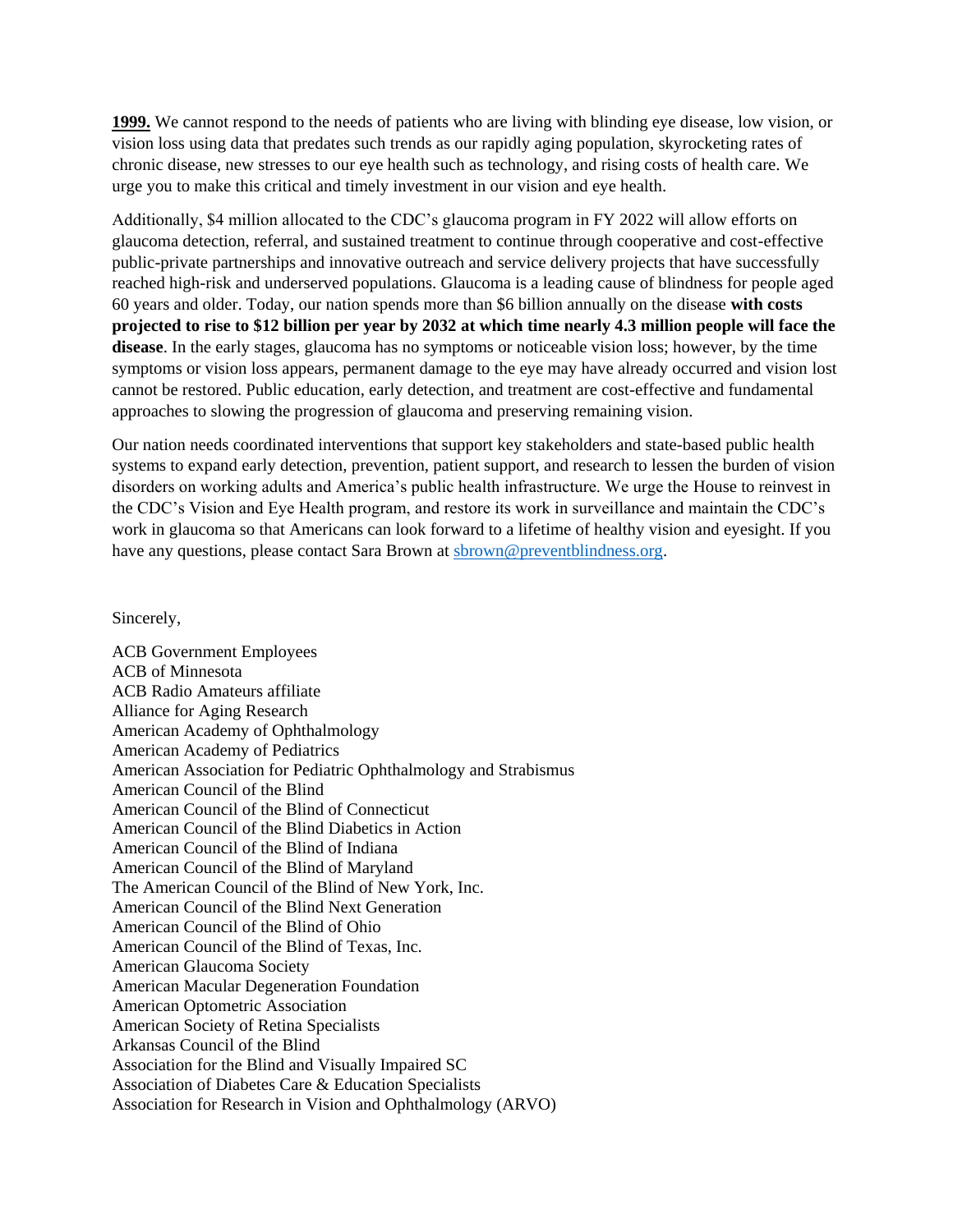**1999.** We cannot respond to the needs of patients who are living with blinding eye disease, low vision, or vision loss using data that predates such trends as our rapidly aging population, skyrocketing rates of chronic disease, new stresses to our eye health such as technology, and rising costs of health care. We urge you to make this critical and timely investment in our vision and eye health.

Additionally, $4 million allocated to the CDC's glaucoma program in FY 2022 will allow efforts on glaucoma detection, referral, and sustained treatment to continue through cooperative and cost-effective public-private partnerships and innovative outreach and service delivery projects that have successfully reached high-risk and underserved populations. Glaucoma is a leading cause of blindness for people aged 60 years and older. Today, our nation spends more than $6 billion annually on the disease **with costs projected to rise to $12 billion per year by 2032 at which time nearly 4.3 million people will face the disease**. In the early stages, glaucoma has no symptoms or noticeable vision loss; however, by the time symptoms or vision loss appears, permanent damage to the eye may have already occurred and vision lost cannot be restored. Public education, early detection, and treatment are cost-effective and fundamental approaches to slowing the progression of glaucoma and preserving remaining vision.

Our nation needs coordinated interventions that support key stakeholders and state-based public health systems to expand early detection, prevention, patient support, and research to lessen the burden of vision disorders on working adults and America's public health infrastructure. We urge the House to reinvest in the CDC's Vision and Eye Health program, and restore its work in surveillance and maintain the CDC's work in glaucoma so that Americans can look forward to a lifetime of healthy vision and eyesight. If you have any questions, please contact Sara Brown at [sbrown@preventblindness.org](mailto:sbrown@preventblindness.org).

Sincerely,

ACB Government Employees
ACB of Minnesota
ACB Radio Amateurs affiliate
Alliance for Aging Research
American Academy of Ophthalmology
American Academy of Pediatrics
American Association for Pediatric Ophthalmology and Strabismus
American Council of the Blind
American Council of the Blind of Connecticut
American Council of the Blind Diabetics in Action
American Council of the Blind of Indiana
American Council of the Blind of Maryland
The American Council of the Blind of New York, Inc.
American Council of the Blind Next Generation
American Council of the Blind of Ohio
American Council of the Blind of Texas, Inc.
American Glaucoma Society
American Macular Degeneration Foundation
American Optometric Association
American Society of Retina Specialists
Arkansas Council of the Blind
Association for the Blind and Visually Impaired SC
Association of Diabetes Care & Education Specialists
Association for Research in Vision and Ophthalmology (ARVO)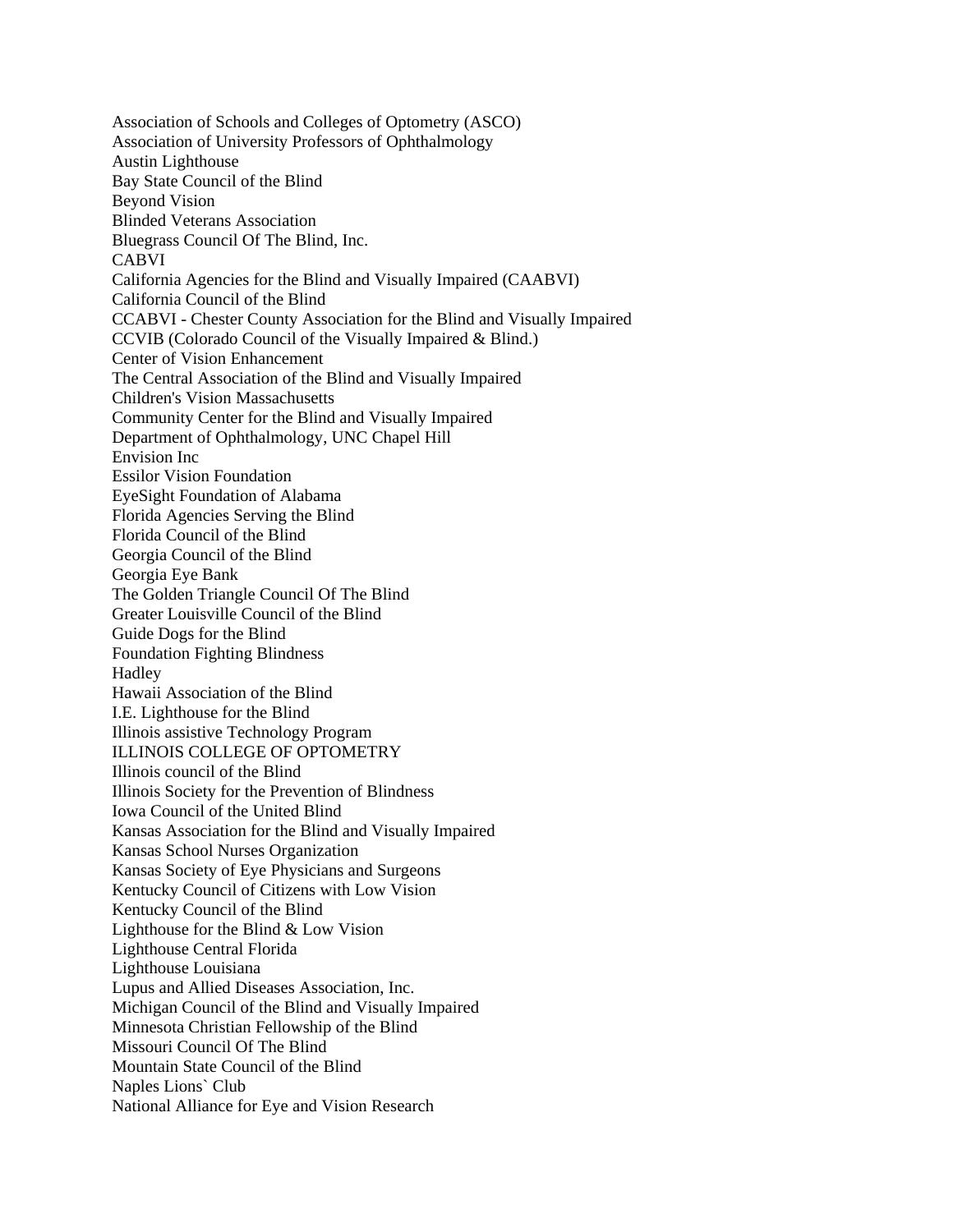Association of Schools and Colleges of Optometry (ASCO)
Association of University Professors of Ophthalmology
Austin Lighthouse
Bay State Council of the Blind
Beyond Vision
Blinded Veterans Association
Bluegrass Council Of The Blind, Inc.
CABVI
California Agencies for the Blind and Visually Impaired (CAABVI)
California Council of the Blind
CCABVI - Chester County Association for the Blind and Visually Impaired
CCVIB (Colorado Council of the Visually Impaired & Blind.)
Center of Vision Enhancement
The Central Association of the Blind and Visually Impaired
Children's Vision Massachusetts
Community Center for the Blind and Visually Impaired
Department of Ophthalmology, UNC Chapel Hill
Envision Inc
Essilor Vision Foundation
EyeSight Foundation of Alabama
Florida Agencies Serving the Blind
Florida Council of the Blind
Georgia Council of the Blind
Georgia Eye Bank
The Golden Triangle Council Of The Blind
Greater Louisville Council of the Blind
Guide Dogs for the Blind
Foundation Fighting Blindness
Hadley
Hawaii Association of the Blind
I.E. Lighthouse for the Blind
Illinois assistive Technology Program
ILLINOIS COLLEGE OF OPTOMETRY
Illinois council of the Blind
Illinois Society for the Prevention of Blindness
Iowa Council of the United Blind
Kansas Association for the Blind and Visually Impaired
Kansas School Nurses Organization
Kansas Society of Eye Physicians and Surgeons
Kentucky Council of Citizens with Low Vision
Kentucky Council of the Blind
Lighthouse for the Blind & Low Vision
Lighthouse Central Florida
Lighthouse Louisiana
Lupus and Allied Diseases Association, Inc.
Michigan Council of the Blind and Visually Impaired
Minnesota Christian Fellowship of the Blind
Missouri Council Of The Blind
Mountain State Council of the Blind
Naples Lions` Club
National Alliance for Eye and Vision Research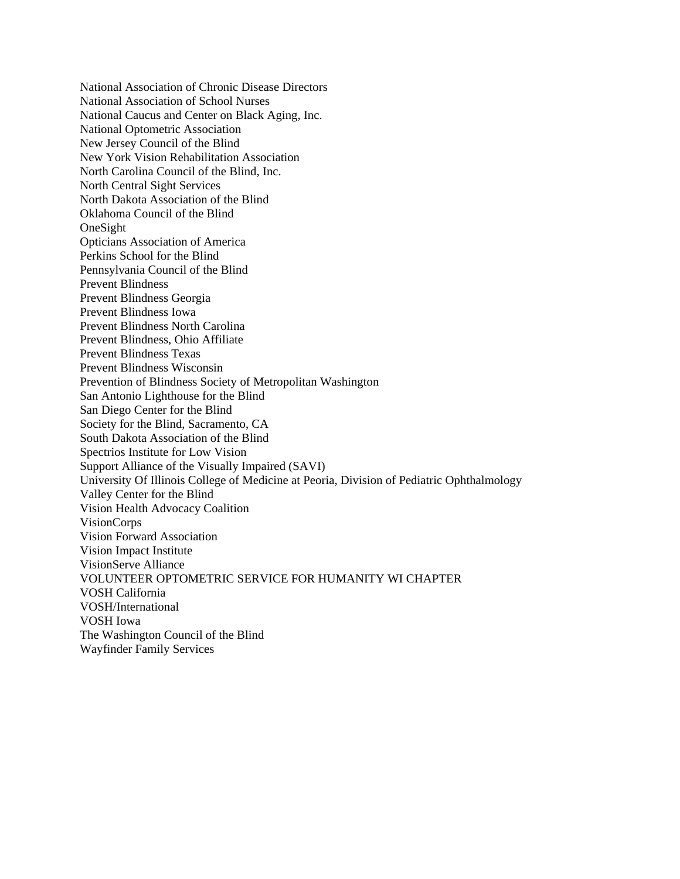National Association of Chronic Disease Directors
National Association of School Nurses
National Caucus and Center on Black Aging, Inc.
National Optometric Association
New Jersey Council of the Blind
New York Vision Rehabilitation Association
North Carolina Council of the Blind, Inc.
North Central Sight Services
North Dakota Association of the Blind
Oklahoma Council of the Blind
OneSight
Opticians Association of America
Perkins School for the Blind
Pennsylvania Council of the Blind
Prevent Blindness
Prevent Blindness Georgia
Prevent Blindness Iowa
Prevent Blindness North Carolina
Prevent Blindness, Ohio Affiliate
Prevent Blindness Texas
Prevent Blindness Wisconsin
Prevention of Blindness Society of Metropolitan Washington
San Antonio Lighthouse for the Blind
San Diego Center for the Blind
Society for the Blind, Sacramento, CA
South Dakota Association of the Blind
Spectrios Institute for Low Vision
Support Alliance of the Visually Impaired (SAVI)
University Of Illinois College of Medicine at Peoria, Division of Pediatric Ophthalmology
Valley Center for the Blind
Vision Health Advocacy Coalition
VisionCorps
Vision Forward Association
Vision Impact Institute
VisionServe Alliance
VOLUNTEER OPTOMETRIC SERVICE FOR HUMANITY WI CHAPTER
VOSH California
VOSH/International
VOSH Iowa
The Washington Council of the Blind
Wayfinder Family Services